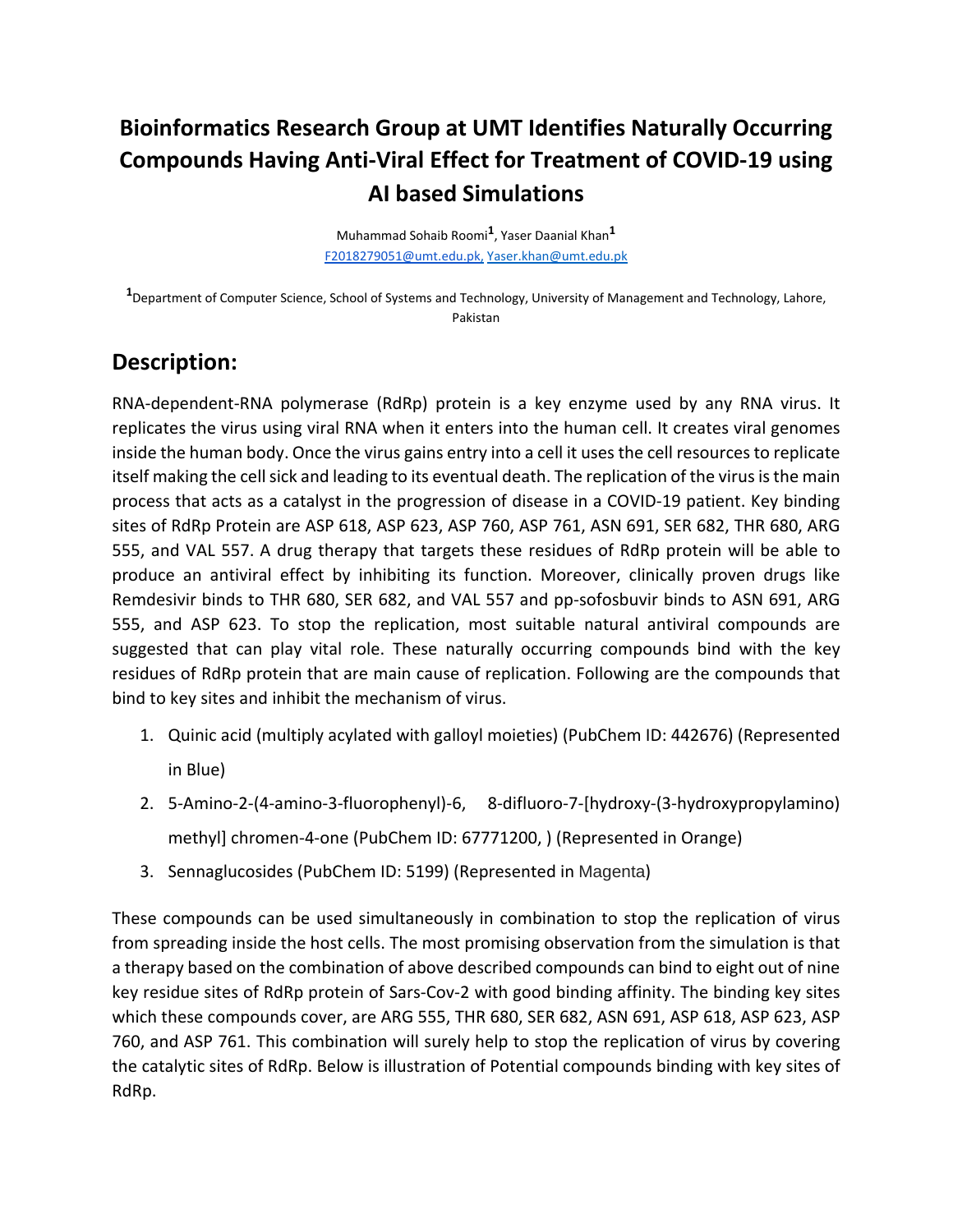# Bioinformatics Research Group at UMT Identifies Naturally Occurring Compounds Having Anti-Viral Effect for Treatment of COVID-19 using AI based Simulations

Muhammad Sohaib Roomi[1], Yaser Daanial Khan[1]

F2018279051@umt.edu.pk, Yaser.khan@umt.edu.pk

[1]Department of Computer Science, School of Systems and Technology, University of Management and Technology, Lahore, Pakistan

## Description:

RNA-dependent-RNA polymerase (RdRp) protein is a key enzyme used by any RNA virus. It replicates the virus using viral RNA when it enters into the human cell. It creates viral genomes inside the human body. Once the virus gains entry into a cell it uses the cell resources to replicate itself making the cell sick and leading to its eventual death. The replication of the virus is the main process that acts as a catalyst in the progression of disease in a COVID-19 patient. Key binding sites of RdRp Protein are ASP 618, ASP 623, ASP 760, ASP 761, ASN 691, SER 682, THR 680, ARG 555, and VAL 557. A drug therapy that targets these residues of RdRp protein will be able to produce an antiviral effect by inhibiting its function. Moreover, clinically proven drugs like Remdesivir binds to THR 680, SER 682, and VAL 557 and pp-sofosbuvir binds to ASN 691, ARG 555, and ASP 623. To stop the replication, most suitable natural antiviral compounds are suggested that can play vital role. These naturally occurring compounds bind with the key residues of RdRp protein that are main cause of replication. Following are the compounds that bind to key sites and inhibit the mechanism of virus.

1. Quinic acid (multiply acylated with galloyl moieties) (PubChem ID: 442676) (Represented in Blue)
2. 5-Amino-2-(4-amino-3-fluorophenyl)-6, 8-difluoro-7-[hydroxy-(3-hydroxypropylamino) methyl] chromen-4-one (PubChem ID: 67771200, ) (Represented in Orange)
3. Sennaglucosides (PubChem ID: 5199) (Represented in Magenta)

These compounds can be used simultaneously in combination to stop the replication of virus from spreading inside the host cells. The most promising observation from the simulation is that a therapy based on the combination of above described compounds can bind to eight out of nine key residue sites of RdRp protein of Sars-Cov-2 with good binding affinity. The binding key sites which these compounds cover, are ARG 555, THR 680, SER 682, ASN 691, ASP 618, ASP 623, ASP 760, and ASP 761. This combination will surely help to stop the replication of virus by covering the catalytic sites of RdRp. Below is illustration of Potential compounds binding with key sites of RdRp.